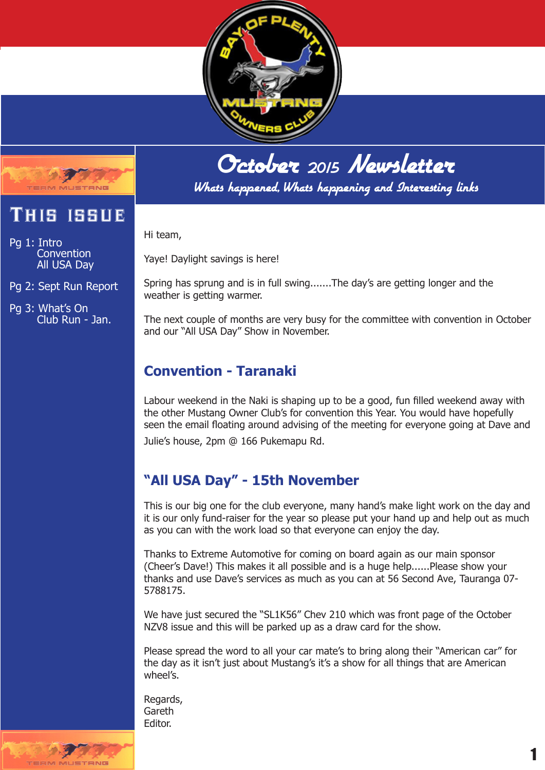# October 2015 Newsletter

*Whats happened, Whats happening and Interesting links*

## This issue

Pg 1: Intro
Convention
All USA Day

Pg 2: Sept Run Report

Pg 3: What's On
Club Run - Jan.

Hi team,

Yaye! Daylight savings is here!

Spring has sprung and is in full swing.......The day's are getting longer and the weather is getting warmer.

The next couple of months are very busy for the committee with convention in October and our "All USA Day" Show in November.

## Convention - Taranaki

Labour weekend in the Naki is shaping up to be a good, fun filled weekend away with the other Mustang Owner Club's for convention this Year. You would have hopefully seen the email floating around advising of the meeting for everyone going at Dave and Julie's house, 2pm @ 166 Pukemapu Rd.

## "All USA Day" - 15th November

This is our big one for the club everyone, many hand's make light work on the day and it is our only fund-raiser for the year so please put your hand up and help out as much as you can with the work load so that everyone can enjoy the day.

Thanks to Extreme Automotive for coming on board again as our main sponsor (Cheer's Dave!) This makes it all possible and is a huge help......Please show your thanks and use Dave's services as much as you can at 56 Second Ave, Tauranga 07-5788175.

We have just secured the "SL1K56" Chev 210 which was front page of the October NZV8 issue and this will be parked up as a draw card for the show.

Please spread the word to all your car mate's to bring along their "American car" for the day as it isn't just about Mustang's it's a show for all things that are American wheel's.

Regards,
Gareth
Editor.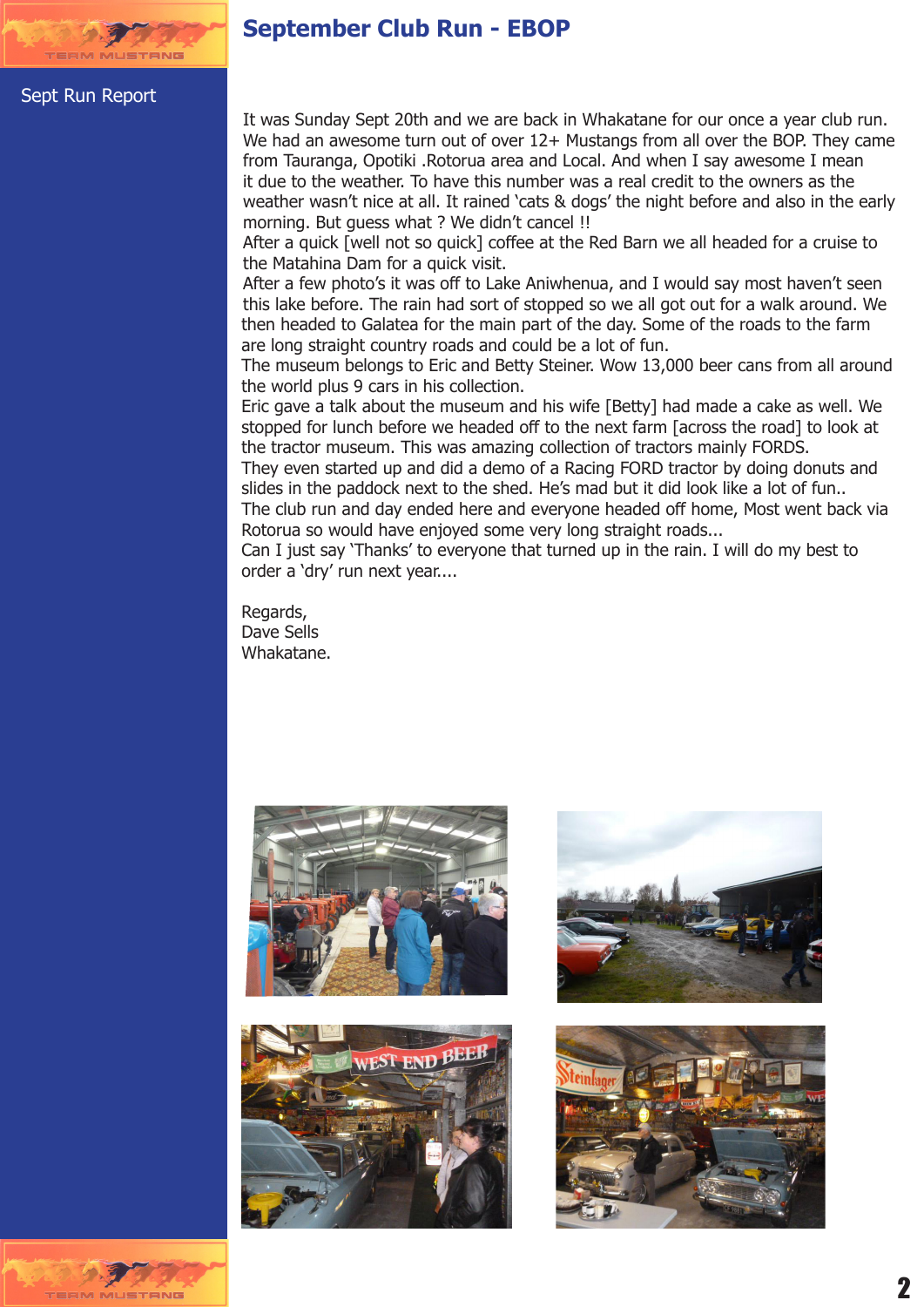# September Club Run - EBOP

Sept Run Report

It was Sunday Sept 20th and we are back in Whakatane for our once a year club run. We had an awesome turn out of over 12+ Mustangs from all over the BOP. They came from Tauranga, Opotiki .Rotorua area and Local. And when I say awesome I mean it due to the weather. To have this number was a real credit to the owners as the weather wasn't nice at all. It rained 'cats & dogs' the night before and also in the early morning. But guess what ? We didn't cancel !!
After a quick [well not so quick] coffee at the Red Barn we all headed for a cruise to the Matahina Dam for a quick visit.
After a few photo's it was off to Lake Aniwhenua, and I would say most haven't seen this lake before. The rain had sort of stopped so we all got out for a walk around. We then headed to Galatea for the main part of the day. Some of the roads to the farm are long straight country roads and could be a lot of fun.
The museum belongs to Eric and Betty Steiner. Wow 13,000 beer cans from all around the world plus 9 cars in his collection.
Eric gave a talk about the museum and his wife [Betty] had made a cake as well. We stopped for lunch before we headed off to the next farm [across the road] to look at the tractor museum. This was amazing collection of tractors mainly FORDS.
They even started up and did a demo of a Racing FORD tractor by doing donuts and slides in the paddock next to the shed. He's mad but it did look like a lot of fun..
The club run and day ended here and everyone headed off home, Most went back via Rotorua so would have enjoyed some very long straight roads...
Can I just say 'Thanks' to everyone that turned up in the rain. I will do my best to order a 'dry' run next year....

Regards,
Dave Sells
Whakatane.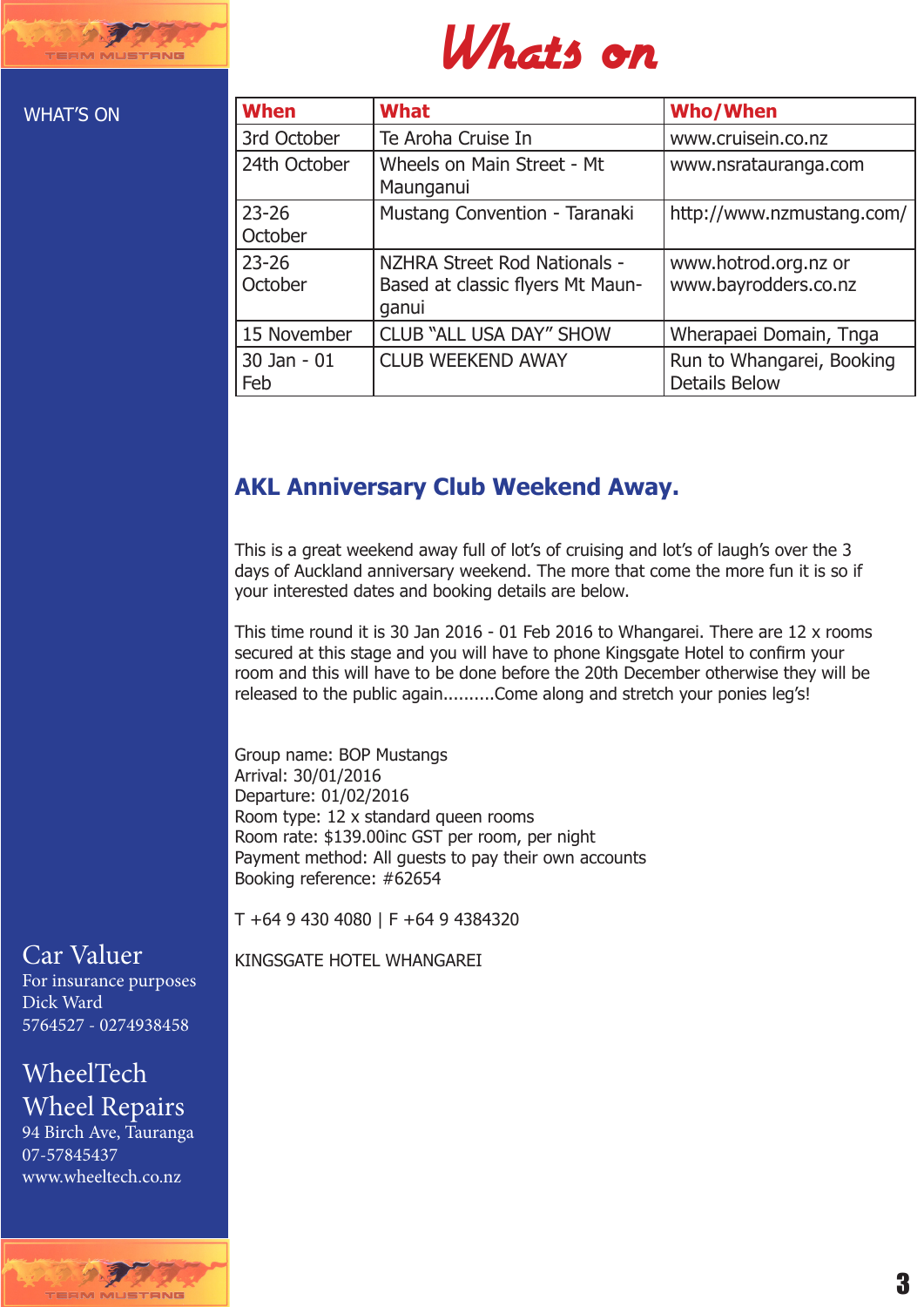# Whats on

WHAT'S ON

| When | What | Who/When |
|---|---|---|
| 3rd October | Te Aroha Cruise In | www.cruisein.co.nz |
| 24th October | Wheels on Main Street - Mt Maunganui | www.nsratauranga.com |
| 23-26 October | Mustang Convention - Taranaki | http://www.nzmustang.com/ |
| 23-26 October | NZHRA Street Rod Nationals - Based at classic flyers Mt Maunganui | www.hotrod.org.nz or www.bayrodders.co.nz |
| 15 November | CLUB "ALL USA DAY" SHOW | Wherapaei Domain, Tnga |
| 30 Jan - 01 Feb | CLUB WEEKEND AWAY | Run to Whangarei, Booking Details Below |

## AKL Anniversary Club Weekend Away.

This is a great weekend away full of lot's of cruising and lot's of laugh's over the 3 days of Auckland anniversary weekend. The more that come the more fun it is so if your interested dates and booking details are below.

This time round it is 30 Jan 2016 - 01 Feb 2016 to Whangarei. There are 12 x rooms secured at this stage and you will have to phone Kingsgate Hotel to confirm your room and this will have to be done before the 20th December otherwise they will be released to the public again..........Come along and stretch your ponies leg's!

Group name: BOP Mustangs
Arrival: 30/01/2016
Departure: 01/02/2016
Room type: 12 x standard queen rooms
Room rate: $139.00inc GST per room, per night
Payment method: All guests to pay their own accounts
Booking reference: #62654

T +64 9 430 4080 | F +64 9 4384320

KINGSGATE HOTEL WHANGAREI

Car Valuer
For insurance purposes
Dick Ward
5764527 - 0274938458

WheelTech
Wheel Repairs
94 Birch Ave, Tauranga
07-57845437
www.wheeltech.co.nz